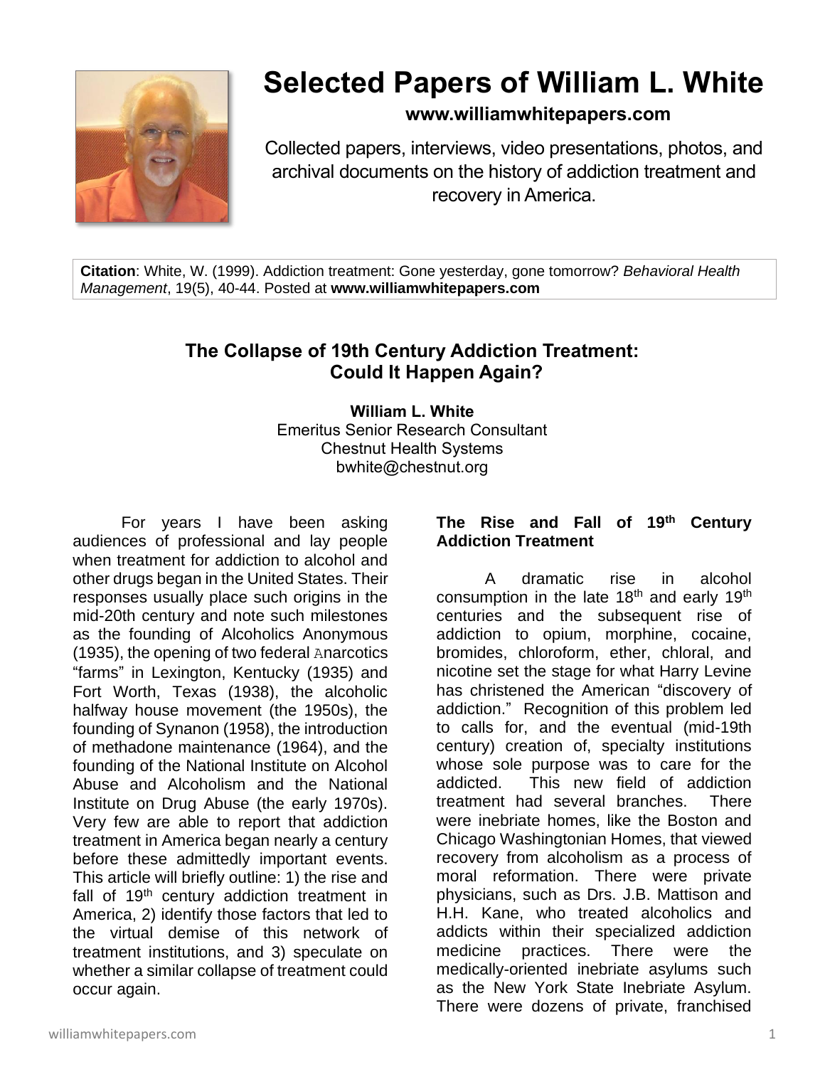# Selected Papers of William L. White

**www.williamwhitepapers.com**

Collected papers, interviews, video presentations, photos, and archival documents on the history of addiction treatment and recovery in America.

**Citation**: White, W. (1999). Addiction treatment: Gone yesterday, gone tomorrow? *Behavioral Health Management*, 19(5), 40-44. Posted at **www.williamwhitepapers.com**

## The Collapse of 19th Century Addiction Treatment: Could It Happen Again?

**William L. White**
Emeritus Senior Research Consultant
Chestnut Health Systems
bwhite@chestnut.org

For years I have been asking audiences of professional and lay people when treatment for addiction to alcohol and other drugs began in the United States. Their responses usually place such origins in the mid-20th century and note such milestones as the founding of Alcoholics Anonymous (1935), the opening of two federal narcotics "farms" in Lexington, Kentucky (1935) and Fort Worth, Texas (1938), the alcoholic halfway house movement (the 1950s), the founding of Synanon (1958), the introduction of methadone maintenance (1964), and the founding of the National Institute on Alcohol Abuse and Alcoholism and the National Institute on Drug Abuse (the early 1970s). Very few are able to report that addiction treatment in America began nearly a century before these admittedly important events. This article will briefly outline: 1) the rise and fall of 19th century addiction treatment in America, 2) identify those factors that led to the virtual demise of this network of treatment institutions, and 3) speculate on whether a similar collapse of treatment could occur again.

### The Rise and Fall of 19th Century Addiction Treatment

A dramatic rise in alcohol consumption in the late 18th and early 19th centuries and the subsequent rise of addiction to opium, morphine, cocaine, bromides, chloroform, ether, chloral, and nicotine set the stage for what Harry Levine has christened the American "discovery of addiction." Recognition of this problem led to calls for, and the eventual (mid-19th century) creation of, specialty institutions whose sole purpose was to care for the addicted. This new field of addiction treatment had several branches. There were inebriate homes, like the Boston and Chicago Washingtonian Homes, that viewed recovery from alcoholism as a process of moral reformation. There were private physicians, such as Drs. J.B. Mattison and H.H. Kane, who treated alcoholics and addicts within their specialized addiction medicine practices. There were the medically-oriented inebriate asylums such as the New York State Inebriate Asylum. There were dozens of private, franchised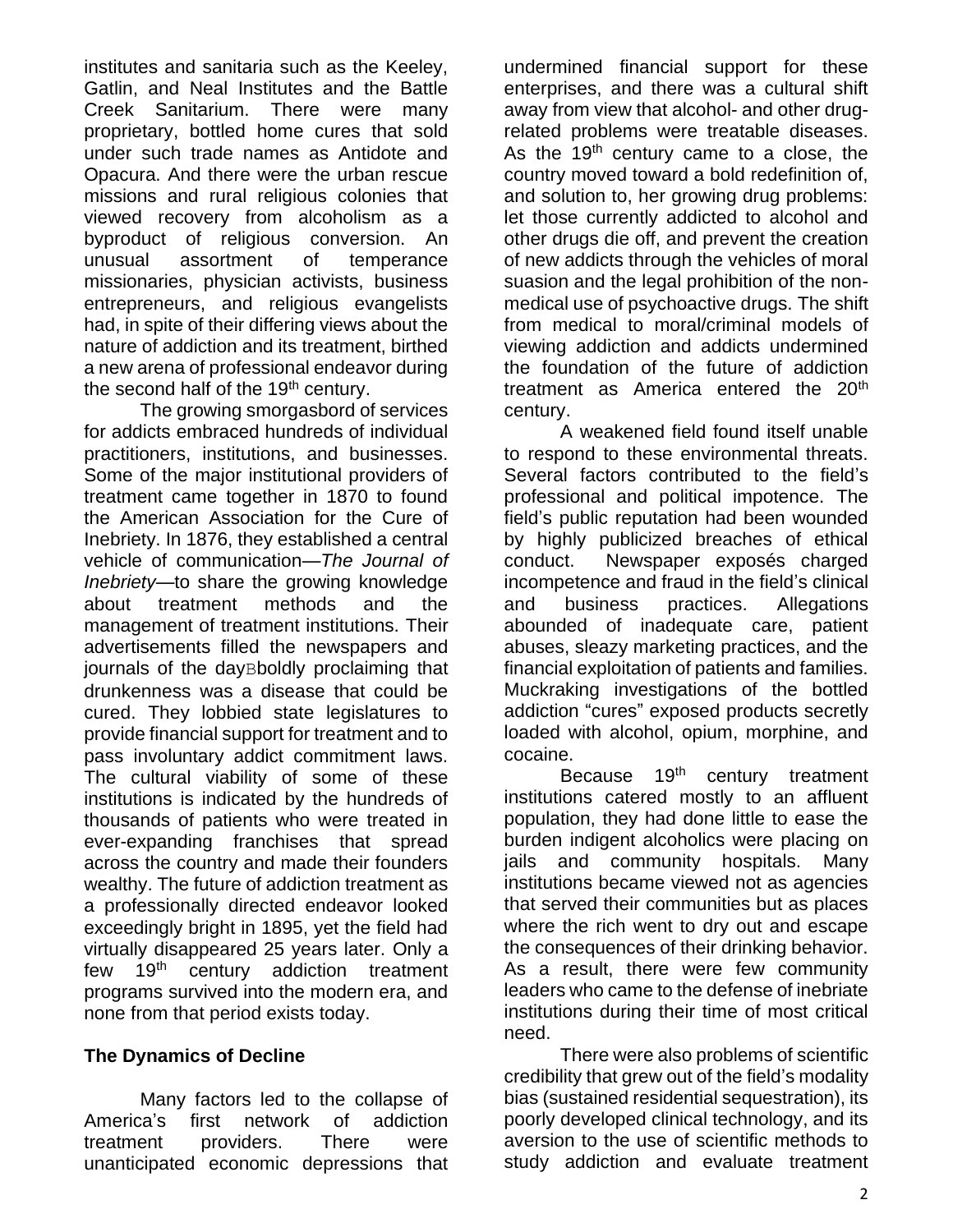institutes and sanitaria such as the Keeley, Gatlin, and Neal Institutes and the Battle Creek Sanitarium. There were many proprietary, bottled home cures that sold under such trade names as Antidote and Opacura. And there were the urban rescue missions and rural religious colonies that viewed recovery from alcoholism as a byproduct of religious conversion. An unusual assortment of temperance missionaries, physician activists, business entrepreneurs, and religious evangelists had, in spite of their differing views about the nature of addiction and its treatment, birthed a new arena of professional endeavor during the second half of the 19th century.

The growing smorgasbord of services for addicts embraced hundreds of individual practitioners, institutions, and businesses. Some of the major institutional providers of treatment came together in 1870 to found the American Association for the Cure of Inebriety. In 1876, they established a central vehicle of communication—*The Journal of Inebriety*—to share the growing knowledge about treatment methods and the management of treatment institutions. Their advertisements filled the newspapers and journals of the dayBboldly proclaiming that drunkenness was a disease that could be cured. They lobbied state legislatures to provide financial support for treatment and to pass involuntary addict commitment laws. The cultural viability of some of these institutions is indicated by the hundreds of thousands of patients who were treated in ever-expanding franchises that spread across the country and made their founders wealthy. The future of addiction treatment as a professionally directed endeavor looked exceedingly bright in 1895, yet the field had virtually disappeared 25 years later. Only a few 19th century addiction treatment programs survived into the modern era, and none from that period exists today.

**The Dynamics of Decline**

Many factors led to the collapse of America's first network of addiction treatment providers. There were unanticipated economic depressions that undermined financial support for these enterprises, and there was a cultural shift away from view that alcohol- and other drug-related problems were treatable diseases. As the 19th century came to a close, the country moved toward a bold redefinition of, and solution to, her growing drug problems: let those currently addicted to alcohol and other drugs die off, and prevent the creation of new addicts through the vehicles of moral suasion and the legal prohibition of the non-medical use of psychoactive drugs. The shift from medical to moral/criminal models of viewing addiction and addicts undermined the foundation of the future of addiction treatment as America entered the 20th century.

A weakened field found itself unable to respond to these environmental threats. Several factors contributed to the field's professional and political impotence. The field's public reputation had been wounded by highly publicized breaches of ethical conduct. Newspaper exposés charged incompetence and fraud in the field's clinical and business practices. Allegations abounded of inadequate care, patient abuses, sleazy marketing practices, and the financial exploitation of patients and families. Muckraking investigations of the bottled addiction "cures" exposed products secretly loaded with alcohol, opium, morphine, and cocaine.

Because 19th century treatment institutions catered mostly to an affluent population, they had done little to ease the burden indigent alcoholics were placing on jails and community hospitals. Many institutions became viewed not as agencies that served their communities but as places where the rich went to dry out and escape the consequences of their drinking behavior. As a result, there were few community leaders who came to the defense of inebriate institutions during their time of most critical need.

There were also problems of scientific credibility that grew out of the field's modality bias (sustained residential sequestration), its poorly developed clinical technology, and its aversion to the use of scientific methods to study addiction and evaluate treatment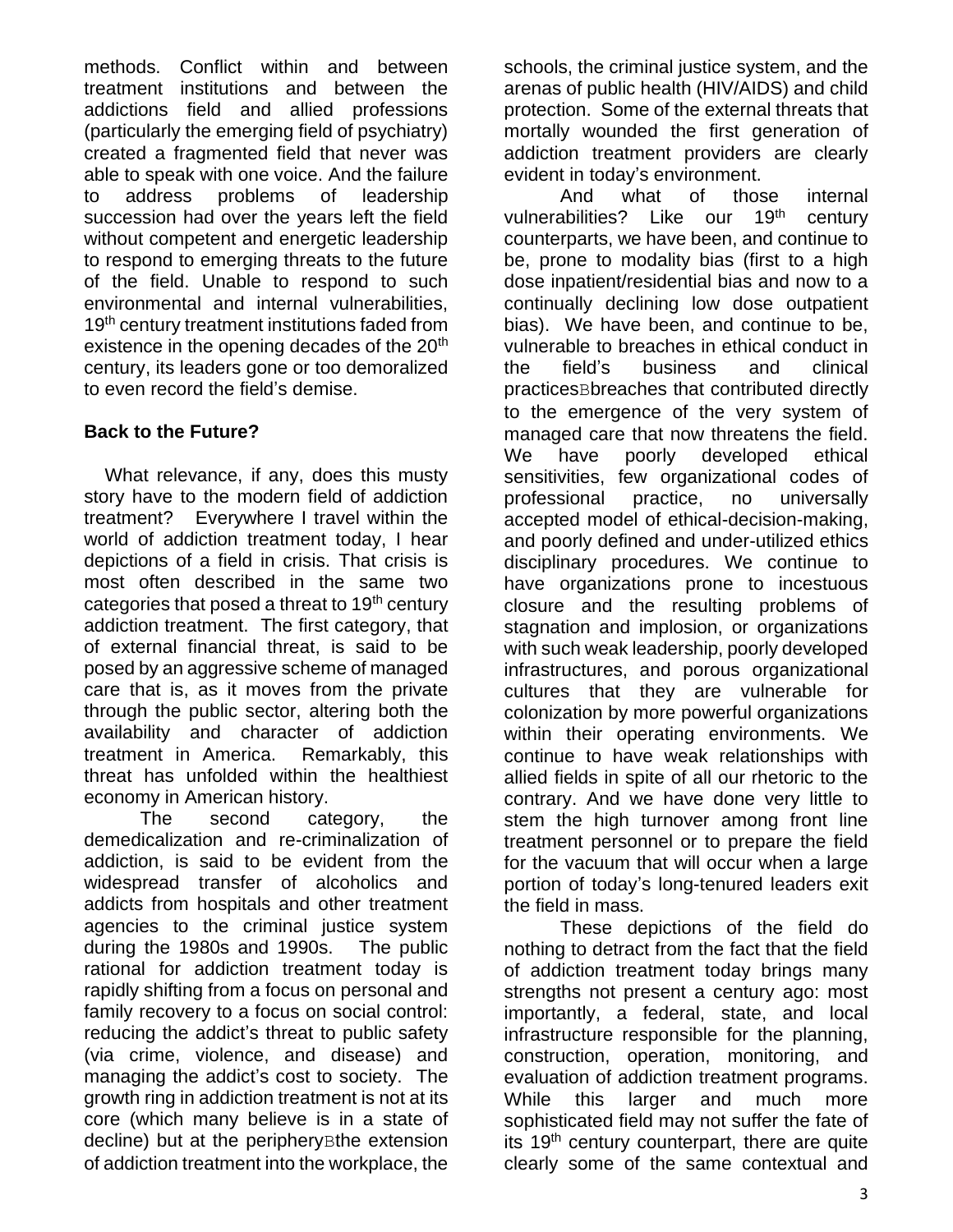methods. Conflict within and between treatment institutions and between the addictions field and allied professions (particularly the emerging field of psychiatry) created a fragmented field that never was able to speak with one voice. And the failure to address problems of leadership succession had over the years left the field without competent and energetic leadership to respond to emerging threats to the future of the field. Unable to respond to such environmental and internal vulnerabilities, 19th century treatment institutions faded from existence in the opening decades of the 20th century, its leaders gone or too demoralized to even record the field's demise.

## Back to the Future?

What relevance, if any, does this musty story have to the modern field of addiction treatment? Everywhere I travel within the world of addiction treatment today, I hear depictions of a field in crisis. That crisis is most often described in the same two categories that posed a threat to 19th century addiction treatment. The first category, that of external financial threat, is said to be posed by an aggressive scheme of managed care that is, as it moves from the private through the public sector, altering both the availability and character of addiction treatment in America. Remarkably, this threat has unfolded within the healthiest economy in American history.

The second category, the demedicalization and re-criminalization of addiction, is said to be evident from the widespread transfer of alcoholics and addicts from hospitals and other treatment agencies to the criminal justice system during the 1980s and 1990s. The public rational for addiction treatment today is rapidly shifting from a focus on personal and family recovery to a focus on social control: reducing the addict's threat to public safety (via crime, violence, and disease) and managing the addict's cost to society. The growth ring in addiction treatment is not at its core (which many believe is in a state of decline) but at the peripheryBthe extension of addiction treatment into the workplace, the schools, the criminal justice system, and the arenas of public health (HIV/AIDS) and child protection. Some of the external threats that mortally wounded the first generation of addiction treatment providers are clearly evident in today's environment.

And what of those internal vulnerabilities? Like our 19th century counterparts, we have been, and continue to be, prone to modality bias (first to a high dose inpatient/residential bias and now to a continually declining low dose outpatient bias). We have been, and continue to be, vulnerable to breaches in ethical conduct in the field's business and clinical practicesBbreaches that contributed directly to the emergence of the very system of managed care that now threatens the field. We have poorly developed ethical sensitivities, few organizational codes of professional practice, no universally accepted model of ethical-decision-making, and poorly defined and under-utilized ethics disciplinary procedures. We continue to have organizations prone to incestuous closure and the resulting problems of stagnation and implosion, or organizations with such weak leadership, poorly developed infrastructures, and porous organizational cultures that they are vulnerable for colonization by more powerful organizations within their operating environments. We continue to have weak relationships with allied fields in spite of all our rhetoric to the contrary. And we have done very little to stem the high turnover among front line treatment personnel or to prepare the field for the vacuum that will occur when a large portion of today's long-tenured leaders exit the field in mass.

These depictions of the field do nothing to detract from the fact that the field of addiction treatment today brings many strengths not present a century ago: most importantly, a federal, state, and local infrastructure responsible for the planning, construction, operation, monitoring, and evaluation of addiction treatment programs. While this larger and much more sophisticated field may not suffer the fate of its 19th century counterpart, there are quite clearly some of the same contextual and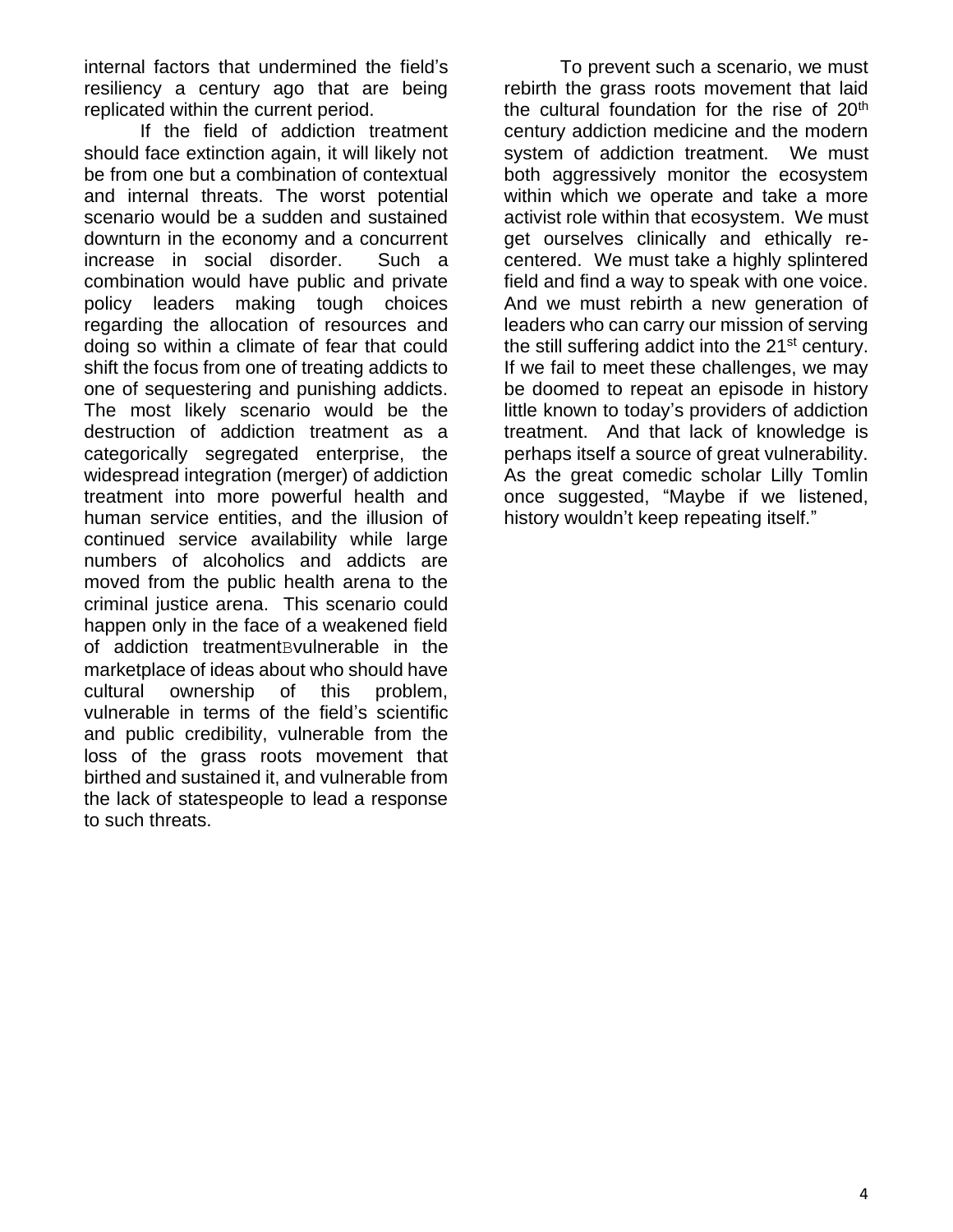internal factors that undermined the field's resiliency a century ago that are being replicated within the current period.

If the field of addiction treatment should face extinction again, it will likely not be from one but a combination of contextual and internal threats. The worst potential scenario would be a sudden and sustained downturn in the economy and a concurrent increase in social disorder. Such a combination would have public and private policy leaders making tough choices regarding the allocation of resources and doing so within a climate of fear that could shift the focus from one of treating addicts to one of sequestering and punishing addicts. The most likely scenario would be the destruction of addiction treatment as a categorically segregated enterprise, the widespread integration (merger) of addiction treatment into more powerful health and human service entities, and the illusion of continued service availability while large numbers of alcoholics and addicts are moved from the public health arena to the criminal justice arena. This scenario could happen only in the face of a weakened field of addiction treatmentBvulnerable in the marketplace of ideas about who should have cultural ownership of this problem, vulnerable in terms of the field's scientific and public credibility, vulnerable from the loss of the grass roots movement that birthed and sustained it, and vulnerable from the lack of statespeople to lead a response to such threats.

To prevent such a scenario, we must rebirth the grass roots movement that laid the cultural foundation for the rise of 20th century addiction medicine and the modern system of addiction treatment. We must both aggressively monitor the ecosystem within which we operate and take a more activist role within that ecosystem. We must get ourselves clinically and ethically re-centered. We must take a highly splintered field and find a way to speak with one voice. And we must rebirth a new generation of leaders who can carry our mission of serving the still suffering addict into the 21st century. If we fail to meet these challenges, we may be doomed to repeat an episode in history little known to today's providers of addiction treatment. And that lack of knowledge is perhaps itself a source of great vulnerability. As the great comedic scholar Lilly Tomlin once suggested, "Maybe if we listened, history wouldn't keep repeating itself."